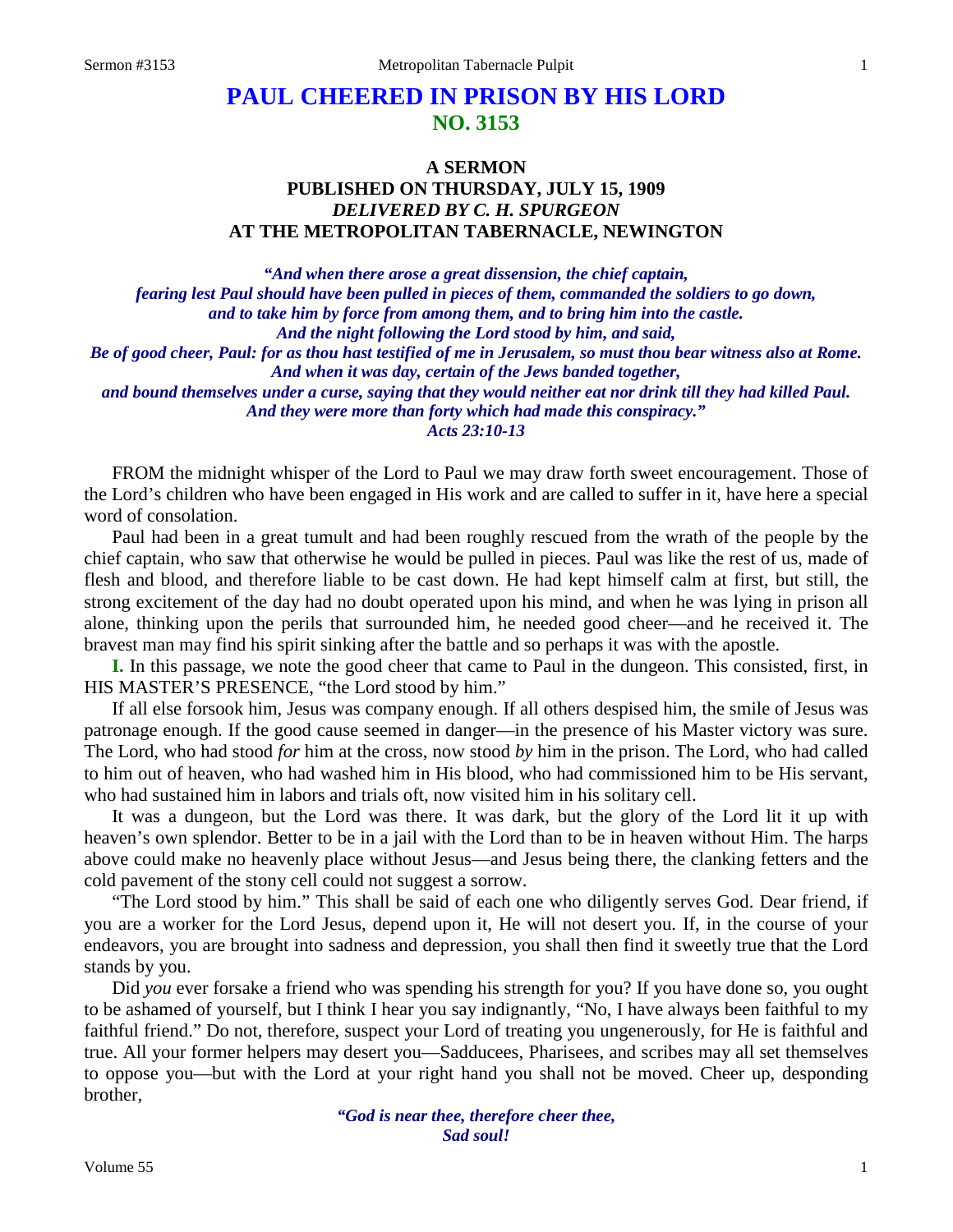# PAUL CHEERED IN PRISON BY HIS LORD

## NO. 3153

### A SERMON
### PUBLISHED ON THURSDAY, JULY 15, 1909
### *DELIVERED BY C. H. SPURGEON*
### AT THE METROPOLITAN TABERNACLE, NEWINGTON

*"And when there arose a great dissension, the chief captain, fearing lest Paul should have been pulled in pieces of them, commanded the soldiers to go down, and to take him by force from among them, and to bring him into the castle. And the night following the Lord stood by him, and said, Be of good cheer, Paul: for as thou hast testified of me in Jerusalem, so must thou bear witness also at Rome. And when it was day, certain of the Jews banded together, and bound themselves under a curse, saying that they would neither eat nor drink till they had killed Paul. And they were more than forty which had made this conspiracy." Acts 23:10-13*

FROM the midnight whisper of the Lord to Paul we may draw forth sweet encouragement. Those of the Lord's children who have been engaged in His work and are called to suffer in it, have here a special word of consolation.

Paul had been in a great tumult and had been roughly rescued from the wrath of the people by the chief captain, who saw that otherwise he would be pulled in pieces. Paul was like the rest of us, made of flesh and blood, and therefore liable to be cast down. He had kept himself calm at first, but still, the strong excitement of the day had no doubt operated upon his mind, and when he was lying in prison all alone, thinking upon the perils that surrounded him, he needed good cheer—and he received it. The bravest man may find his spirit sinking after the battle and so perhaps it was with the apostle.

**I.** In this passage, we note the good cheer that came to Paul in the dungeon. This consisted, first, in HIS MASTER'S PRESENCE, "the Lord stood by him."

If all else forsook him, Jesus was company enough. If all others despised him, the smile of Jesus was patronage enough. If the good cause seemed in danger—in the presence of his Master victory was sure. The Lord, who had stood *for* him at the cross, now stood *by* him in the prison. The Lord, who had called to him out of heaven, who had washed him in His blood, who had commissioned him to be His servant, who had sustained him in labors and trials oft, now visited him in his solitary cell.

It was a dungeon, but the Lord was there. It was dark, but the glory of the Lord lit it up with heaven's own splendor. Better to be in a jail with the Lord than to be in heaven without Him. The harps above could make no heavenly place without Jesus—and Jesus being there, the clanking fetters and the cold pavement of the stony cell could not suggest a sorrow.

"The Lord stood by him." This shall be said of each one who diligently serves God. Dear friend, if you are a worker for the Lord Jesus, depend upon it, He will not desert you. If, in the course of your endeavors, you are brought into sadness and depression, you shall then find it sweetly true that the Lord stands by you.

Did *you* ever forsake a friend who was spending his strength for you? If you have done so, you ought to be ashamed of yourself, but I think I hear you say indignantly, "No, I have always been faithful to my faithful friend." Do not, therefore, suspect your Lord of treating you ungenerously, for He is faithful and true. All your former helpers may desert you—Sadducees, Pharisees, and scribes may all set themselves to oppose you—but with the Lord at your right hand you shall not be moved. Cheer up, desponding brother,

*"God is near thee, therefore cheer thee,*
*Sad soul!*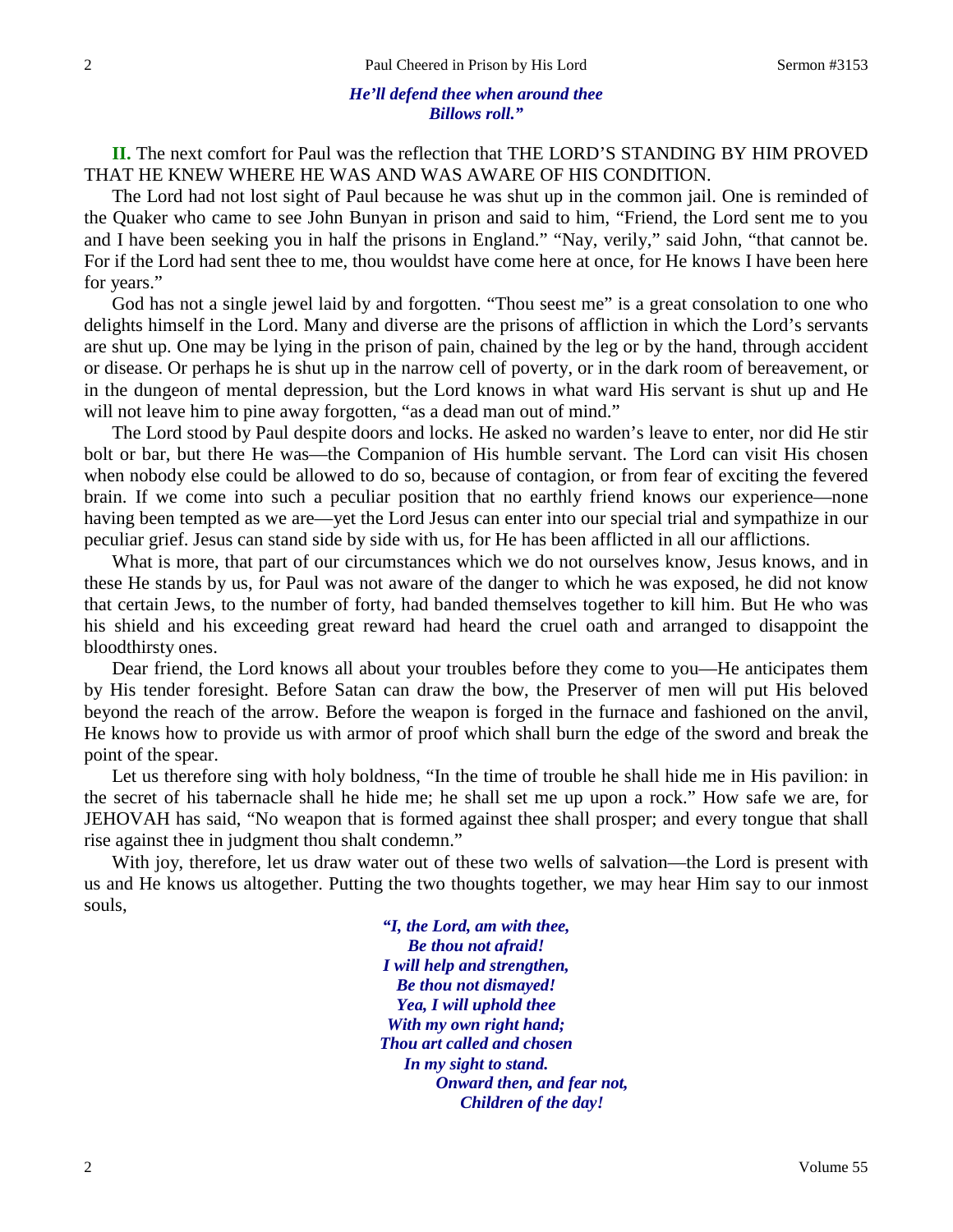*He'll defend thee when around thee*
*Billows roll."*

**II.** The next comfort for Paul was the reflection that THE LORD'S STANDING BY HIM PROVED THAT HE KNEW WHERE HE WAS AND WAS AWARE OF HIS CONDITION.

The Lord had not lost sight of Paul because he was shut up in the common jail. One is reminded of the Quaker who came to see John Bunyan in prison and said to him, "Friend, the Lord sent me to you and I have been seeking you in half the prisons in England." "Nay, verily," said John, "that cannot be. For if the Lord had sent thee to me, thou wouldst have come here at once, for He knows I have been here for years."

God has not a single jewel laid by and forgotten. "Thou seest me" is a great consolation to one who delights himself in the Lord. Many and diverse are the prisons of affliction in which the Lord's servants are shut up. One may be lying in the prison of pain, chained by the leg or by the hand, through accident or disease. Or perhaps he is shut up in the narrow cell of poverty, or in the dark room of bereavement, or in the dungeon of mental depression, but the Lord knows in what ward His servant is shut up and He will not leave him to pine away forgotten, "as a dead man out of mind."

The Lord stood by Paul despite doors and locks. He asked no warden's leave to enter, nor did He stir bolt or bar, but there He was—the Companion of His humble servant. The Lord can visit His chosen when nobody else could be allowed to do so, because of contagion, or from fear of exciting the fevered brain. If we come into such a peculiar position that no earthly friend knows our experience—none having been tempted as we are—yet the Lord Jesus can enter into our special trial and sympathize in our peculiar grief. Jesus can stand side by side with us, for He has been afflicted in all our afflictions.

What is more, that part of our circumstances which we do not ourselves know, Jesus knows, and in these He stands by us, for Paul was not aware of the danger to which he was exposed, he did not know that certain Jews, to the number of forty, had banded themselves together to kill him. But He who was his shield and his exceeding great reward had heard the cruel oath and arranged to disappoint the bloodthirsty ones.

Dear friend, the Lord knows all about your troubles before they come to you—He anticipates them by His tender foresight. Before Satan can draw the bow, the Preserver of men will put His beloved beyond the reach of the arrow. Before the weapon is forged in the furnace and fashioned on the anvil, He knows how to provide us with armor of proof which shall burn the edge of the sword and break the point of the spear.

Let us therefore sing with holy boldness, "In the time of trouble he shall hide me in His pavilion: in the secret of his tabernacle shall he hide me; he shall set me up upon a rock." How safe we are, for JEHOVAH has said, "No weapon that is formed against thee shall prosper; and every tongue that shall rise against thee in judgment thou shalt condemn."

With joy, therefore, let us draw water out of these two wells of salvation—the Lord is present with us and He knows us altogether. Putting the two thoughts together, we may hear Him say to our inmost souls,

*"I, the Lord, am with thee,*
*Be thou not afraid!*
*I will help and strengthen,*
*Be thou not dismayed!*
*Yea, I will uphold thee*
*With my own right hand;*
*Thou art called and chosen*
*In my sight to stand.*
*Onward then, and fear not,*
*Children of the day!*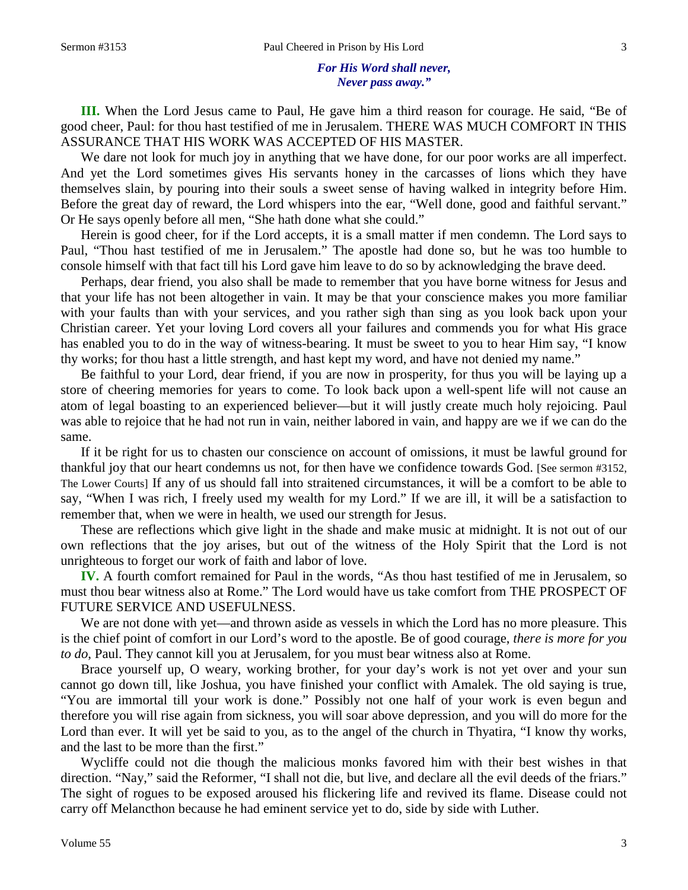*For His Word shall never,*
*Never pass away."*

**III.** When the Lord Jesus came to Paul, He gave him a third reason for courage. He said, "Be of good cheer, Paul: for thou hast testified of me in Jerusalem. THERE WAS MUCH COMFORT IN THIS ASSURANCE THAT HIS WORK WAS ACCEPTED OF HIS MASTER.

We dare not look for much joy in anything that we have done, for our poor works are all imperfect. And yet the Lord sometimes gives His servants honey in the carcasses of lions which they have themselves slain, by pouring into their souls a sweet sense of having walked in integrity before Him. Before the great day of reward, the Lord whispers into the ear, "Well done, good and faithful servant." Or He says openly before all men, "She hath done what she could."

Herein is good cheer, for if the Lord accepts, it is a small matter if men condemn. The Lord says to Paul, "Thou hast testified of me in Jerusalem." The apostle had done so, but he was too humble to console himself with that fact till his Lord gave him leave to do so by acknowledging the brave deed.

Perhaps, dear friend, you also shall be made to remember that you have borne witness for Jesus and that your life has not been altogether in vain. It may be that your conscience makes you more familiar with your faults than with your services, and you rather sigh than sing as you look back upon your Christian career. Yet your loving Lord covers all your failures and commends you for what His grace has enabled you to do in the way of witness-bearing. It must be sweet to you to hear Him say, "I know thy works; for thou hast a little strength, and hast kept my word, and have not denied my name."

Be faithful to your Lord, dear friend, if you are now in prosperity, for thus you will be laying up a store of cheering memories for years to come. To look back upon a well-spent life will not cause an atom of legal boasting to an experienced believer—but it will justly create much holy rejoicing. Paul was able to rejoice that he had not run in vain, neither labored in vain, and happy are we if we can do the same.

If it be right for us to chasten our conscience on account of omissions, it must be lawful ground for thankful joy that our heart condemns us not, for then have we confidence towards God. [See sermon #3152, The Lower Courts] If any of us should fall into straitened circumstances, it will be a comfort to be able to say, "When I was rich, I freely used my wealth for my Lord." If we are ill, it will be a satisfaction to remember that, when we were in health, we used our strength for Jesus.

These are reflections which give light in the shade and make music at midnight. It is not out of our own reflections that the joy arises, but out of the witness of the Holy Spirit that the Lord is not unrighteous to forget our work of faith and labor of love.

**IV.** A fourth comfort remained for Paul in the words, "As thou hast testified of me in Jerusalem, so must thou bear witness also at Rome." The Lord would have us take comfort from THE PROSPECT OF FUTURE SERVICE AND USEFULNESS.

We are not done with yet—and thrown aside as vessels in which the Lord has no more pleasure. This is the chief point of comfort in our Lord's word to the apostle. Be of good courage, *there is more for you to do*, Paul. They cannot kill you at Jerusalem, for you must bear witness also at Rome.

Brace yourself up, O weary, working brother, for your day's work is not yet over and your sun cannot go down till, like Joshua, you have finished your conflict with Amalek. The old saying is true, "You are immortal till your work is done." Possibly not one half of your work is even begun and therefore you will rise again from sickness, you will soar above depression, and you will do more for the Lord than ever. It will yet be said to you, as to the angel of the church in Thyatira, "I know thy works, and the last to be more than the first."

Wycliffe could not die though the malicious monks favored him with their best wishes in that direction. "Nay," said the Reformer, "I shall not die, but live, and declare all the evil deeds of the friars." The sight of rogues to be exposed aroused his flickering life and revived its flame. Disease could not carry off Melancthon because he had eminent service yet to do, side by side with Luther.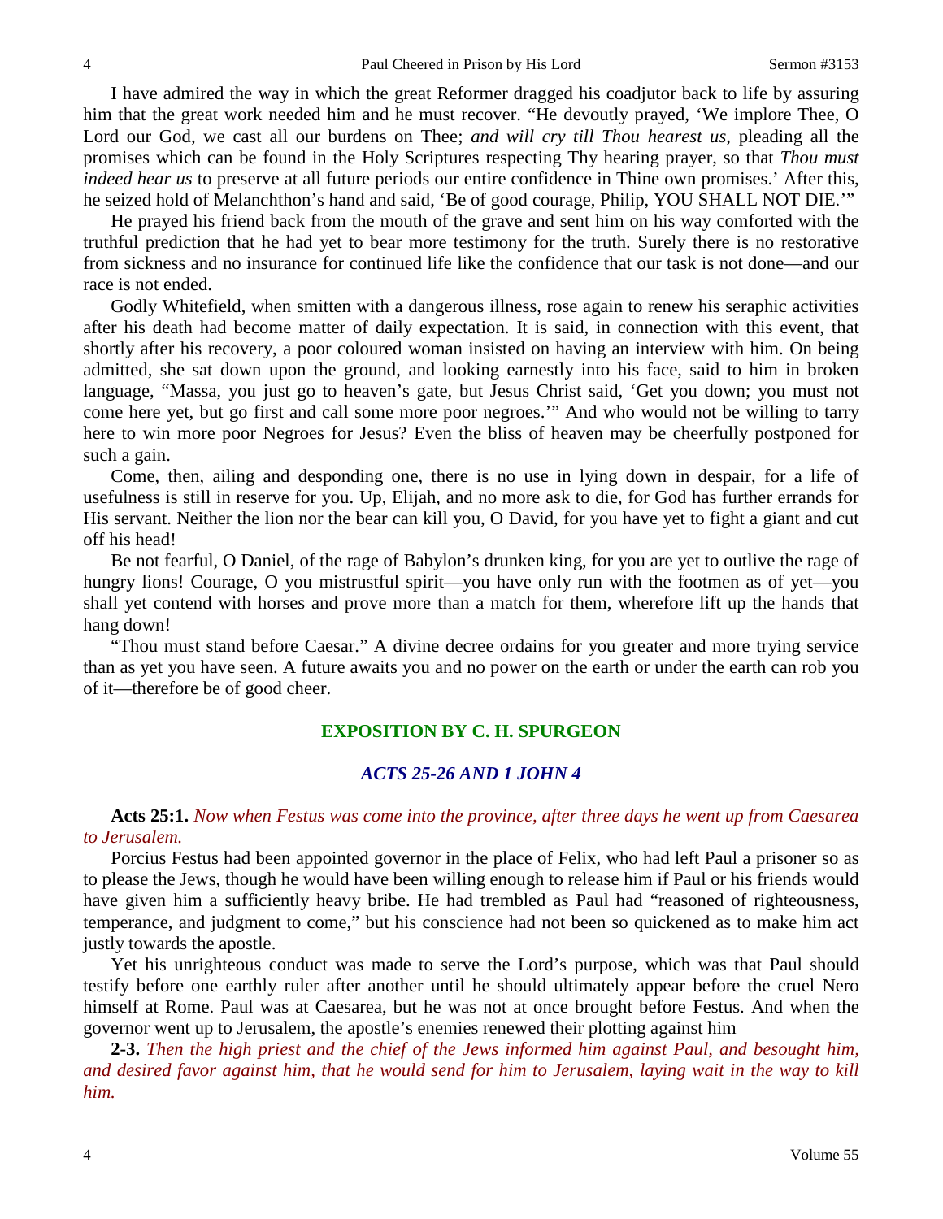I have admired the way in which the great Reformer dragged his coadjutor back to life by assuring him that the great work needed him and he must recover. "He devoutly prayed, 'We implore Thee, O Lord our God, we cast all our burdens on Thee; *and will cry till Thou hearest us*, pleading all the promises which can be found in the Holy Scriptures respecting Thy hearing prayer, so that *Thou must indeed hear us* to preserve at all future periods our entire confidence in Thine own promises.' After this, he seized hold of Melanchthon's hand and said, 'Be of good courage, Philip, YOU SHALL NOT DIE.'"

He prayed his friend back from the mouth of the grave and sent him on his way comforted with the truthful prediction that he had yet to bear more testimony for the truth. Surely there is no restorative from sickness and no insurance for continued life like the confidence that our task is not done—and our race is not ended.

Godly Whitefield, when smitten with a dangerous illness, rose again to renew his seraphic activities after his death had become matter of daily expectation. It is said, in connection with this event, that shortly after his recovery, a poor coloured woman insisted on having an interview with him. On being admitted, she sat down upon the ground, and looking earnestly into his face, said to him in broken language, "Massa, you just go to heaven's gate, but Jesus Christ said, 'Get you down; you must not come here yet, but go first and call some more poor negroes.'" And who would not be willing to tarry here to win more poor Negroes for Jesus? Even the bliss of heaven may be cheerfully postponed for such a gain.

Come, then, ailing and desponding one, there is no use in lying down in despair, for a life of usefulness is still in reserve for you. Up, Elijah, and no more ask to die, for God has further errands for His servant. Neither the lion nor the bear can kill you, O David, for you have yet to fight a giant and cut off his head!

Be not fearful, O Daniel, of the rage of Babylon's drunken king, for you are yet to outlive the rage of hungry lions! Courage, O you mistrustful spirit—you have only run with the footmen as of yet—you shall yet contend with horses and prove more than a match for them, wherefore lift up the hands that hang down!

"Thou must stand before Caesar." A divine decree ordains for you greater and more trying service than as yet you have seen. A future awaits you and no power on the earth or under the earth can rob you of it—therefore be of good cheer.

## EXPOSITION BY C. H. SPURGEON

### *ACTS 25-26 AND 1 JOHN 4*

**Acts 25:1.** *Now when Festus was come into the province, after three days he went up from Caesarea to Jerusalem.*

Porcius Festus had been appointed governor in the place of Felix, who had left Paul a prisoner so as to please the Jews, though he would have been willing enough to release him if Paul or his friends would have given him a sufficiently heavy bribe. He had trembled as Paul had "reasoned of righteousness, temperance, and judgment to come," but his conscience had not been so quickened as to make him act justly towards the apostle.

Yet his unrighteous conduct was made to serve the Lord's purpose, which was that Paul should testify before one earthly ruler after another until he should ultimately appear before the cruel Nero himself at Rome. Paul was at Caesarea, but he was not at once brought before Festus. And when the governor went up to Jerusalem, the apostle's enemies renewed their plotting against him

**2-3.** *Then the high priest and the chief of the Jews informed him against Paul, and besought him, and desired favor against him, that he would send for him to Jerusalem, laying wait in the way to kill him.*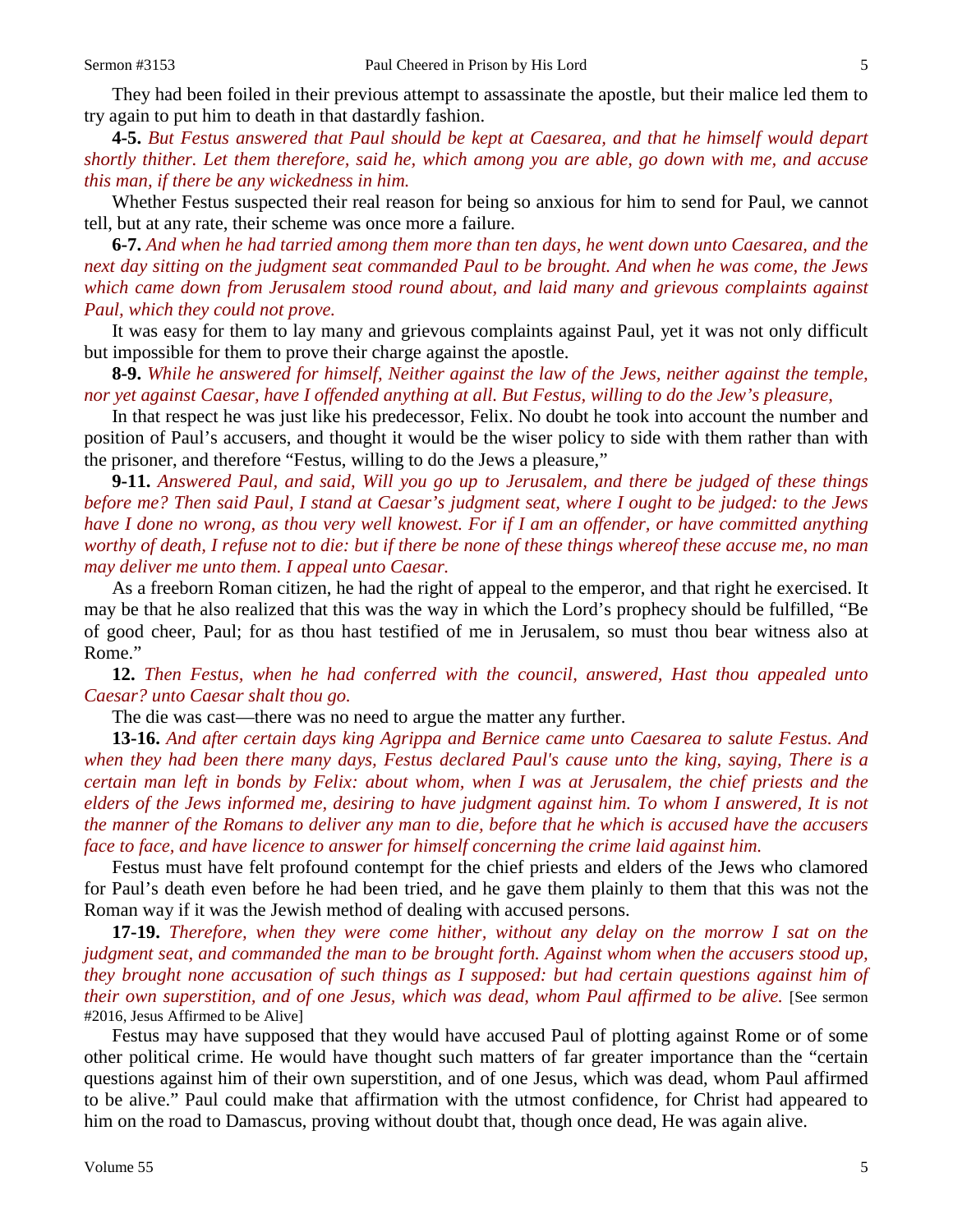They had been foiled in their previous attempt to assassinate the apostle, but their malice led them to try again to put him to death in that dastardly fashion.

**4-5.** *But Festus answered that Paul should be kept at Caesarea, and that he himself would depart shortly thither. Let them therefore, said he, which among you are able, go down with me, and accuse this man, if there be any wickedness in him.*

Whether Festus suspected their real reason for being so anxious for him to send for Paul, we cannot tell, but at any rate, their scheme was once more a failure.

**6-7.** *And when he had tarried among them more than ten days, he went down unto Caesarea, and the next day sitting on the judgment seat commanded Paul to be brought. And when he was come, the Jews which came down from Jerusalem stood round about, and laid many and grievous complaints against Paul, which they could not prove.*

It was easy for them to lay many and grievous complaints against Paul, yet it was not only difficult but impossible for them to prove their charge against the apostle.

**8-9.** *While he answered for himself, Neither against the law of the Jews, neither against the temple, nor yet against Caesar, have I offended anything at all. But Festus, willing to do the Jew's pleasure,*

In that respect he was just like his predecessor, Felix. No doubt he took into account the number and position of Paul's accusers, and thought it would be the wiser policy to side with them rather than with the prisoner, and therefore "Festus, willing to do the Jews a pleasure,"

**9-11.** *Answered Paul, and said, Will you go up to Jerusalem, and there be judged of these things before me? Then said Paul, I stand at Caesar's judgment seat, where I ought to be judged: to the Jews have I done no wrong, as thou very well knowest. For if I am an offender, or have committed anything worthy of death, I refuse not to die: but if there be none of these things whereof these accuse me, no man may deliver me unto them. I appeal unto Caesar.*

As a freeborn Roman citizen, he had the right of appeal to the emperor, and that right he exercised. It may be that he also realized that this was the way in which the Lord's prophecy should be fulfilled, "Be of good cheer, Paul; for as thou hast testified of me in Jerusalem, so must thou bear witness also at Rome."

**12.** *Then Festus, when he had conferred with the council, answered, Hast thou appealed unto Caesar? unto Caesar shalt thou go.*

The die was cast—there was no need to argue the matter any further.

**13-16.** *And after certain days king Agrippa and Bernice came unto Caesarea to salute Festus. And when they had been there many days, Festus declared Paul's cause unto the king, saying, There is a certain man left in bonds by Felix: about whom, when I was at Jerusalem, the chief priests and the elders of the Jews informed me, desiring to have judgment against him. To whom I answered, It is not the manner of the Romans to deliver any man to die, before that he which is accused have the accusers face to face, and have licence to answer for himself concerning the crime laid against him.*

Festus must have felt profound contempt for the chief priests and elders of the Jews who clamored for Paul's death even before he had been tried, and he gave them plainly to them that this was not the Roman way if it was the Jewish method of dealing with accused persons.

**17-19.** *Therefore, when they were come hither, without any delay on the morrow I sat on the judgment seat, and commanded the man to be brought forth. Against whom when the accusers stood up, they brought none accusation of such things as I supposed: but had certain questions against him of their own superstition, and of one Jesus, which was dead, whom Paul affirmed to be alive.* [See sermon #2016, Jesus Affirmed to be Alive]

Festus may have supposed that they would have accused Paul of plotting against Rome or of some other political crime. He would have thought such matters of far greater importance than the "certain questions against him of their own superstition, and of one Jesus, which was dead, whom Paul affirmed to be alive." Paul could make that affirmation with the utmost confidence, for Christ had appeared to him on the road to Damascus, proving without doubt that, though once dead, He was again alive.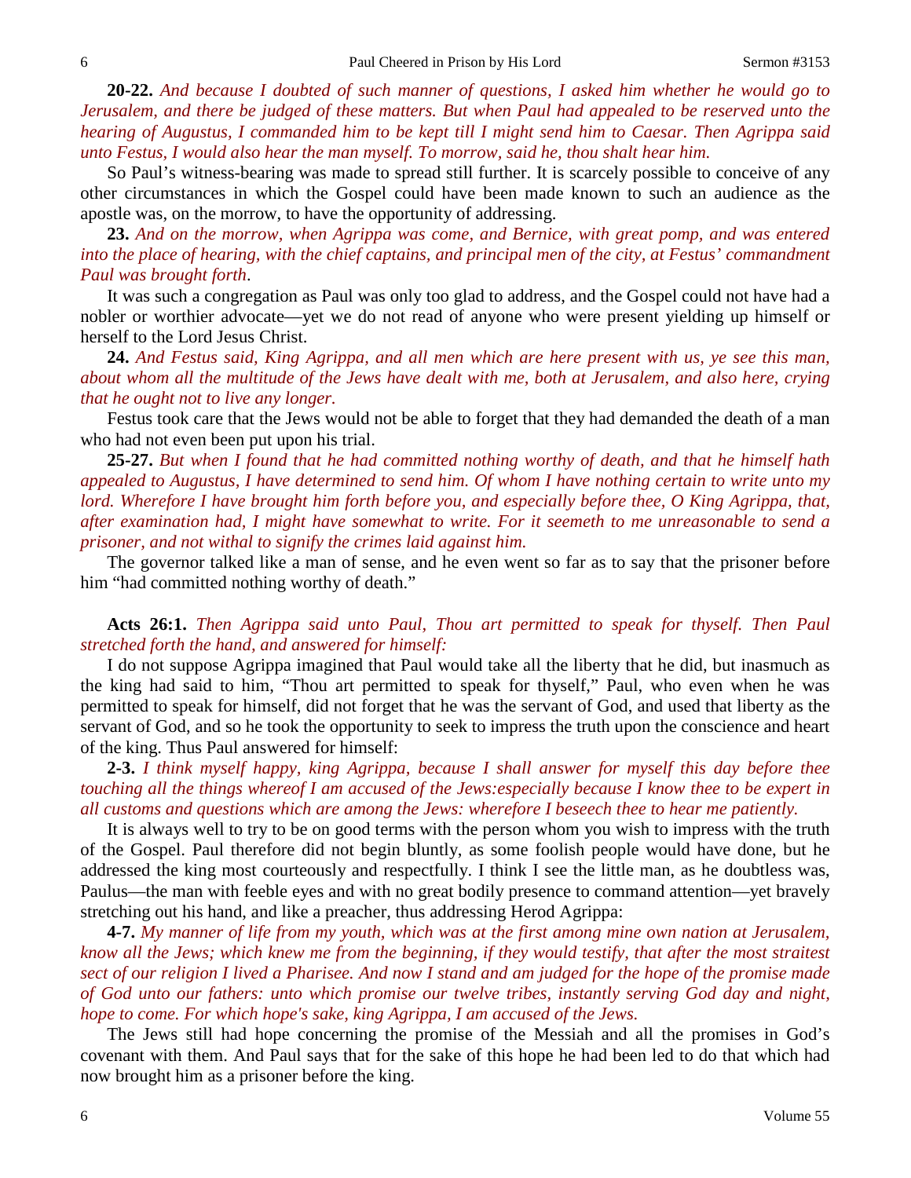**20-22.** *And because I doubted of such manner of questions, I asked him whether he would go to Jerusalem, and there be judged of these matters. But when Paul had appealed to be reserved unto the hearing of Augustus, I commanded him to be kept till I might send him to Caesar. Then Agrippa said unto Festus, I would also hear the man myself. To morrow, said he, thou shalt hear him.*

So Paul's witness-bearing was made to spread still further. It is scarcely possible to conceive of any other circumstances in which the Gospel could have been made known to such an audience as the apostle was, on the morrow, to have the opportunity of addressing.

**23.** *And on the morrow, when Agrippa was come, and Bernice, with great pomp, and was entered into the place of hearing, with the chief captains, and principal men of the city, at Festus' commandment Paul was brought forth*.

It was such a congregation as Paul was only too glad to address, and the Gospel could not have had a nobler or worthier advocate—yet we do not read of anyone who were present yielding up himself or herself to the Lord Jesus Christ.

**24.** *And Festus said, King Agrippa, and all men which are here present with us, ye see this man, about whom all the multitude of the Jews have dealt with me, both at Jerusalem, and also here, crying that he ought not to live any longer.*

Festus took care that the Jews would not be able to forget that they had demanded the death of a man who had not even been put upon his trial.

**25-27.** *But when I found that he had committed nothing worthy of death, and that he himself hath appealed to Augustus, I have determined to send him. Of whom I have nothing certain to write unto my lord. Wherefore I have brought him forth before you, and especially before thee, O King Agrippa, that, after examination had, I might have somewhat to write. For it seemeth to me unreasonable to send a prisoner, and not withal to signify the crimes laid against him.*

The governor talked like a man of sense, and he even went so far as to say that the prisoner before him "had committed nothing worthy of death."

**Acts 26:1.** *Then Agrippa said unto Paul, Thou art permitted to speak for thyself. Then Paul stretched forth the hand, and answered for himself:*

I do not suppose Agrippa imagined that Paul would take all the liberty that he did, but inasmuch as the king had said to him, "Thou art permitted to speak for thyself," Paul, who even when he was permitted to speak for himself, did not forget that he was the servant of God, and used that liberty as the servant of God, and so he took the opportunity to seek to impress the truth upon the conscience and heart of the king. Thus Paul answered for himself:

**2-3.** *I think myself happy, king Agrippa, because I shall answer for myself this day before thee touching all the things whereof I am accused of the Jews:especially because I know thee to be expert in all customs and questions which are among the Jews: wherefore I beseech thee to hear me patiently.*

It is always well to try to be on good terms with the person whom you wish to impress with the truth of the Gospel. Paul therefore did not begin bluntly, as some foolish people would have done, but he addressed the king most courteously and respectfully. I think I see the little man, as he doubtless was, Paulus—the man with feeble eyes and with no great bodily presence to command attention—yet bravely stretching out his hand, and like a preacher, thus addressing Herod Agrippa:

**4-7.** *My manner of life from my youth, which was at the first among mine own nation at Jerusalem, know all the Jews; which knew me from the beginning, if they would testify, that after the most straitest sect of our religion I lived a Pharisee. And now I stand and am judged for the hope of the promise made of God unto our fathers: unto which promise our twelve tribes, instantly serving God day and night, hope to come. For which hope's sake, king Agrippa, I am accused of the Jews.*

The Jews still had hope concerning the promise of the Messiah and all the promises in God's covenant with them. And Paul says that for the sake of this hope he had been led to do that which had now brought him as a prisoner before the king.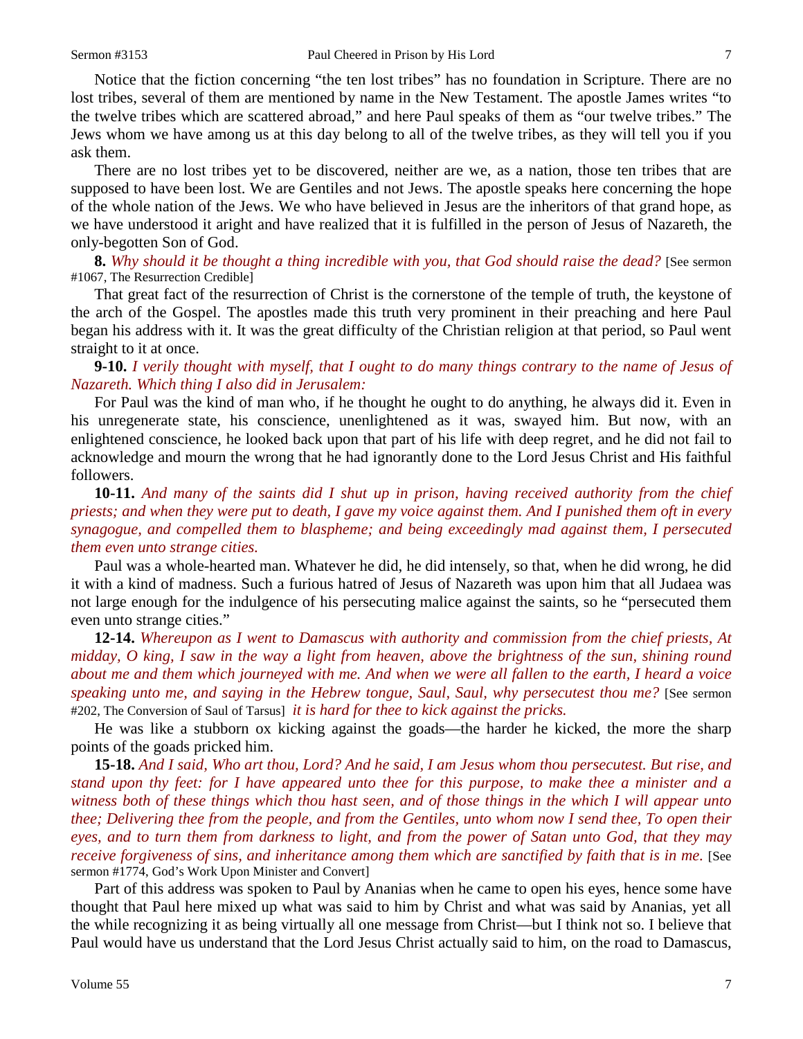Notice that the fiction concerning "the ten lost tribes" has no foundation in Scripture. There are no lost tribes, several of them are mentioned by name in the New Testament. The apostle James writes "to the twelve tribes which are scattered abroad," and here Paul speaks of them as "our twelve tribes." The Jews whom we have among us at this day belong to all of the twelve tribes, as they will tell you if you ask them.

There are no lost tribes yet to be discovered, neither are we, as a nation, those ten tribes that are supposed to have been lost. We are Gentiles and not Jews. The apostle speaks here concerning the hope of the whole nation of the Jews. We who have believed in Jesus are the inheritors of that grand hope, as we have understood it aright and have realized that it is fulfilled in the person of Jesus of Nazareth, the only-begotten Son of God.

**8.** *Why should it be thought a thing incredible with you, that God should raise the dead?* [See sermon #1067, The Resurrection Credible]

That great fact of the resurrection of Christ is the cornerstone of the temple of truth, the keystone of the arch of the Gospel. The apostles made this truth very prominent in their preaching and here Paul began his address with it. It was the great difficulty of the Christian religion at that period, so Paul went straight to it at once.

**9-10.** *I verily thought with myself, that I ought to do many things contrary to the name of Jesus of Nazareth. Which thing I also did in Jerusalem:*

For Paul was the kind of man who, if he thought he ought to do anything, he always did it. Even in his unregenerate state, his conscience, unenlightened as it was, swayed him. But now, with an enlightened conscience, he looked back upon that part of his life with deep regret, and he did not fail to acknowledge and mourn the wrong that he had ignorantly done to the Lord Jesus Christ and His faithful followers.

**10-11.** *And many of the saints did I shut up in prison, having received authority from the chief priests; and when they were put to death, I gave my voice against them. And I punished them oft in every synagogue, and compelled them to blaspheme; and being exceedingly mad against them, I persecuted them even unto strange cities.*

Paul was a whole-hearted man. Whatever he did, he did intensely, so that, when he did wrong, he did it with a kind of madness. Such a furious hatred of Jesus of Nazareth was upon him that all Judaea was not large enough for the indulgence of his persecuting malice against the saints, so he "persecuted them even unto strange cities."

**12-14.** *Whereupon as I went to Damascus with authority and commission from the chief priests, At midday, O king, I saw in the way a light from heaven, above the brightness of the sun, shining round about me and them which journeyed with me. And when we were all fallen to the earth, I heard a voice speaking unto me, and saying in the Hebrew tongue, Saul, Saul, why persecutest thou me?* [See sermon #202, The Conversion of Saul of Tarsus] *it is hard for thee to kick against the pricks.*

He was like a stubborn ox kicking against the goads—the harder he kicked, the more the sharp points of the goads pricked him.

**15-18.** *And I said, Who art thou, Lord? And he said, I am Jesus whom thou persecutest. But rise, and stand upon thy feet: for I have appeared unto thee for this purpose, to make thee a minister and a witness both of these things which thou hast seen, and of those things in the which I will appear unto thee; Delivering thee from the people, and from the Gentiles, unto whom now I send thee, To open their eyes, and to turn them from darkness to light, and from the power of Satan unto God, that they may receive forgiveness of sins, and inheritance among them which are sanctified by faith that is in me.* [See sermon #1774, God's Work Upon Minister and Convert]

Part of this address was spoken to Paul by Ananias when he came to open his eyes, hence some have thought that Paul here mixed up what was said to him by Christ and what was said by Ananias, yet all the while recognizing it as being virtually all one message from Christ—but I think not so. I believe that Paul would have us understand that the Lord Jesus Christ actually said to him, on the road to Damascus,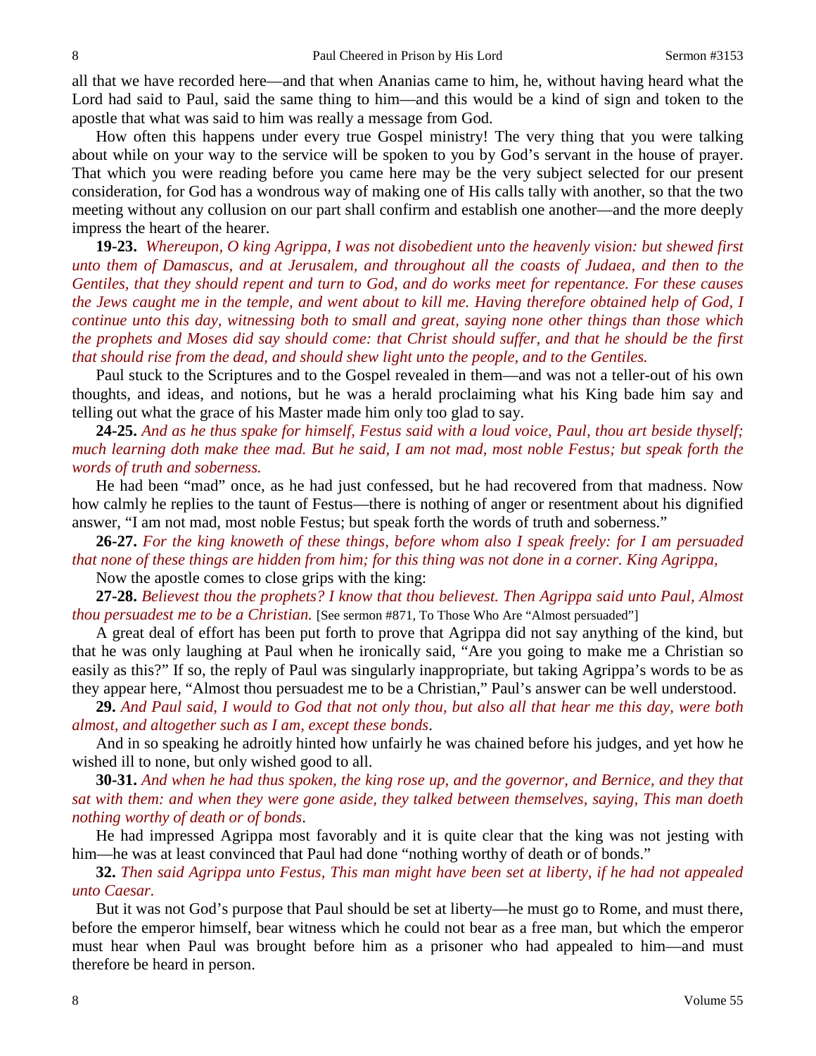all that we have recorded here—and that when Ananias came to him, he, without having heard what the Lord had said to Paul, said the same thing to him—and this would be a kind of sign and token to the apostle that what was said to him was really a message from God.

How often this happens under every true Gospel ministry! The very thing that you were talking about while on your way to the service will be spoken to you by God's servant in the house of prayer. That which you were reading before you came here may be the very subject selected for our present consideration, for God has a wondrous way of making one of His calls tally with another, so that the two meeting without any collusion on our part shall confirm and establish one another—and the more deeply impress the heart of the hearer.

**19-23.** *Whereupon, O king Agrippa, I was not disobedient unto the heavenly vision: but shewed first unto them of Damascus, and at Jerusalem, and throughout all the coasts of Judaea, and then to the Gentiles, that they should repent and turn to God, and do works meet for repentance. For these causes the Jews caught me in the temple, and went about to kill me. Having therefore obtained help of God, I continue unto this day, witnessing both to small and great, saying none other things than those which the prophets and Moses did say should come: that Christ should suffer, and that he should be the first that should rise from the dead, and should shew light unto the people, and to the Gentiles.*

Paul stuck to the Scriptures and to the Gospel revealed in them—and was not a teller-out of his own thoughts, and ideas, and notions, but he was a herald proclaiming what his King bade him say and telling out what the grace of his Master made him only too glad to say.

**24-25.** *And as he thus spake for himself, Festus said with a loud voice, Paul, thou art beside thyself; much learning doth make thee mad. But he said, I am not mad, most noble Festus; but speak forth the words of truth and soberness.*

He had been "mad" once, as he had just confessed, but he had recovered from that madness. Now how calmly he replies to the taunt of Festus—there is nothing of anger or resentment about his dignified answer, "I am not mad, most noble Festus; but speak forth the words of truth and soberness."

**26-27.** *For the king knoweth of these things, before whom also I speak freely: for I am persuaded that none of these things are hidden from him; for this thing was not done in a corner. King Agrippa,*

Now the apostle comes to close grips with the king:

**27-28.** *Believest thou the prophets? I know that thou believest. Then Agrippa said unto Paul, Almost thou persuadest me to be a Christian.* [See sermon #871, To Those Who Are "Almost persuaded"]

A great deal of effort has been put forth to prove that Agrippa did not say anything of the kind, but that he was only laughing at Paul when he ironically said, "Are you going to make me a Christian so easily as this?" If so, the reply of Paul was singularly inappropriate, but taking Agrippa's words to be as they appear here, "Almost thou persuadest me to be a Christian," Paul's answer can be well understood.

**29.** *And Paul said, I would to God that not only thou, but also all that hear me this day, were both almost, and altogether such as I am, except these bonds*.

And in so speaking he adroitly hinted how unfairly he was chained before his judges, and yet how he wished ill to none, but only wished good to all.

**30-31.** *And when he had thus spoken, the king rose up, and the governor, and Bernice, and they that sat with them: and when they were gone aside, they talked between themselves, saying, This man doeth nothing worthy of death or of bonds*.

He had impressed Agrippa most favorably and it is quite clear that the king was not jesting with him—he was at least convinced that Paul had done "nothing worthy of death or of bonds."

**32.** *Then said Agrippa unto Festus, This man might have been set at liberty, if he had not appealed unto Caesar.*

But it was not God's purpose that Paul should be set at liberty—he must go to Rome, and must there, before the emperor himself, bear witness which he could not bear as a free man, but which the emperor must hear when Paul was brought before him as a prisoner who had appealed to him—and must therefore be heard in person.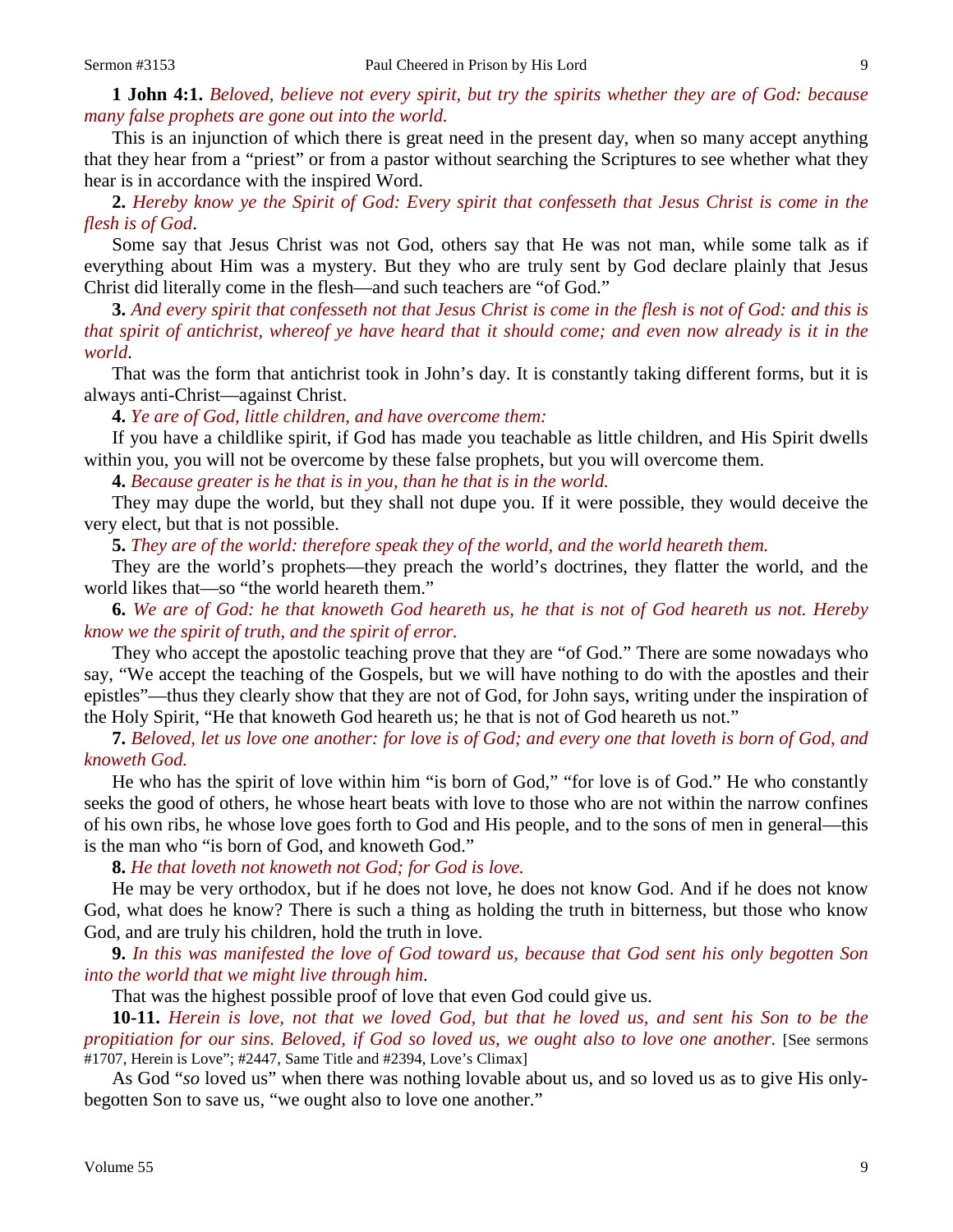**1 John 4:1.** *Beloved, believe not every spirit, but try the spirits whether they are of God: because many false prophets are gone out into the world.*

This is an injunction of which there is great need in the present day, when so many accept anything that they hear from a "priest" or from a pastor without searching the Scriptures to see whether what they hear is in accordance with the inspired Word.

**2.** *Hereby know ye the Spirit of God: Every spirit that confesseth that Jesus Christ is come in the flesh is of God*.

Some say that Jesus Christ was not God, others say that He was not man, while some talk as if everything about Him was a mystery. But they who are truly sent by God declare plainly that Jesus Christ did literally come in the flesh—and such teachers are "of God."

**3.** *And every spirit that confesseth not that Jesus Christ is come in the flesh is not of God: and this is that spirit of antichrist, whereof ye have heard that it should come; and even now already is it in the world*.

That was the form that antichrist took in John's day. It is constantly taking different forms, but it is always anti-Christ—against Christ.

**4.** *Ye are of God, little children, and have overcome them:*

If you have a childlike spirit, if God has made you teachable as little children, and His Spirit dwells within you, you will not be overcome by these false prophets, but you will overcome them.

**4.** *Because greater is he that is in you, than he that is in the world.*

They may dupe the world, but they shall not dupe you. If it were possible, they would deceive the very elect, but that is not possible.

**5.** *They are of the world: therefore speak they of the world, and the world heareth them.*

They are the world's prophets—they preach the world's doctrines, they flatter the world, and the world likes that—so "the world heareth them."

**6.** *We are of God: he that knoweth God heareth us, he that is not of God heareth us not. Hereby know we the spirit of truth, and the spirit of error.*

They who accept the apostolic teaching prove that they are "of God." There are some nowadays who say, "We accept the teaching of the Gospels, but we will have nothing to do with the apostles and their epistles"—thus they clearly show that they are not of God, for John says, writing under the inspiration of the Holy Spirit, "He that knoweth God heareth us; he that is not of God heareth us not."

**7.** *Beloved, let us love one another: for love is of God; and every one that loveth is born of God, and knoweth God.*

He who has the spirit of love within him "is born of God," "for love is of God." He who constantly seeks the good of others, he whose heart beats with love to those who are not within the narrow confines of his own ribs, he whose love goes forth to God and His people, and to the sons of men in general—this is the man who "is born of God, and knoweth God."

**8.** *He that loveth not knoweth not God; for God is love.*

He may be very orthodox, but if he does not love, he does not know God. And if he does not know God, what does he know? There is such a thing as holding the truth in bitterness, but those who know God, and are truly his children, hold the truth in love.

**9.** *In this was manifested the love of God toward us, because that God sent his only begotten Son into the world that we might live through him*.

That was the highest possible proof of love that even God could give us.

**10-11.** *Herein is love, not that we loved God, but that he loved us, and sent his Son to be the propitiation for our sins. Beloved, if God so loved us, we ought also to love one another.* [See sermons #1707, Herein is Love"; #2447, Same Title and #2394, Love's Climax]

As God "*so* loved us" when there was nothing lovable about us, and so loved us as to give His only-begotten Son to save us, "we ought also to love one another."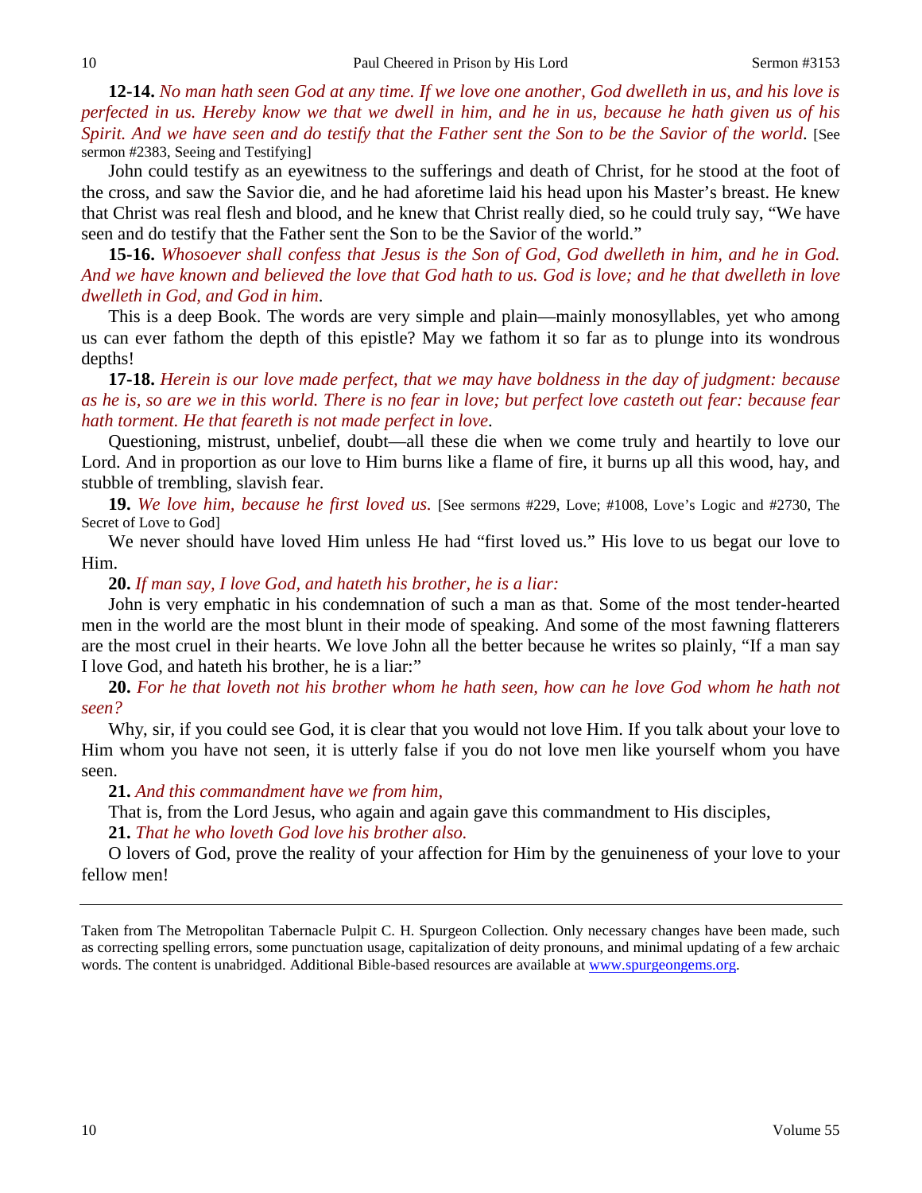**12-14.** *No man hath seen God at any time. If we love one another, God dwelleth in us, and his love is perfected in us. Hereby know we that we dwell in him, and he in us, because he hath given us of his Spirit. And we have seen and do testify that the Father sent the Son to be the Savior of the world.* [See sermon #2383, Seeing and Testifying]

John could testify as an eyewitness to the sufferings and death of Christ, for he stood at the foot of the cross, and saw the Savior die, and he had aforetime laid his head upon his Master's breast. He knew that Christ was real flesh and blood, and he knew that Christ really died, so he could truly say, "We have seen and do testify that the Father sent the Son to be the Savior of the world."

**15-16.** *Whosoever shall confess that Jesus is the Son of God, God dwelleth in him, and he in God. And we have known and believed the love that God hath to us. God is love; and he that dwelleth in love dwelleth in God, and God in him.*

This is a deep Book. The words are very simple and plain—mainly monosyllables, yet who among us can ever fathom the depth of this epistle? May we fathom it so far as to plunge into its wondrous depths!

**17-18.** *Herein is our love made perfect, that we may have boldness in the day of judgment: because as he is, so are we in this world. There is no fear in love; but perfect love casteth out fear: because fear hath torment. He that feareth is not made perfect in love.*

Questioning, mistrust, unbelief, doubt—all these die when we come truly and heartily to love our Lord. And in proportion as our love to Him burns like a flame of fire, it burns up all this wood, hay, and stubble of trembling, slavish fear.

**19.** *We love him, because he first loved us.* [See sermons #229, Love; #1008, Love's Logic and #2730, The Secret of Love to God]

We never should have loved Him unless He had "first loved us." His love to us begat our love to Him.

**20.** *If man say, I love God, and hateth his brother, he is a liar:*

John is very emphatic in his condemnation of such a man as that. Some of the most tender-hearted men in the world are the most blunt in their mode of speaking. And some of the most fawning flatterers are the most cruel in their hearts. We love John all the better because he writes so plainly, "If a man say I love God, and hateth his brother, he is a liar:"

**20.** *For he that loveth not his brother whom he hath seen, how can he love God whom he hath not seen?*

Why, sir, if you could see God, it is clear that you would not love Him. If you talk about your love to Him whom you have not seen, it is utterly false if you do not love men like yourself whom you have seen.

**21.** *And this commandment have we from him,*

That is, from the Lord Jesus, who again and again gave this commandment to His disciples,

**21.** *That he who loveth God love his brother also.*

O lovers of God, prove the reality of your affection for Him by the genuineness of your love to your fellow men!

---

Taken from The Metropolitan Tabernacle Pulpit C. H. Spurgeon Collection. Only necessary changes have been made, such as correcting spelling errors, some punctuation usage, capitalization of deity pronouns, and minimal updating of a few archaic words. The content is unabridged. Additional Bible-based resources are available at www.spurgeongems.org.